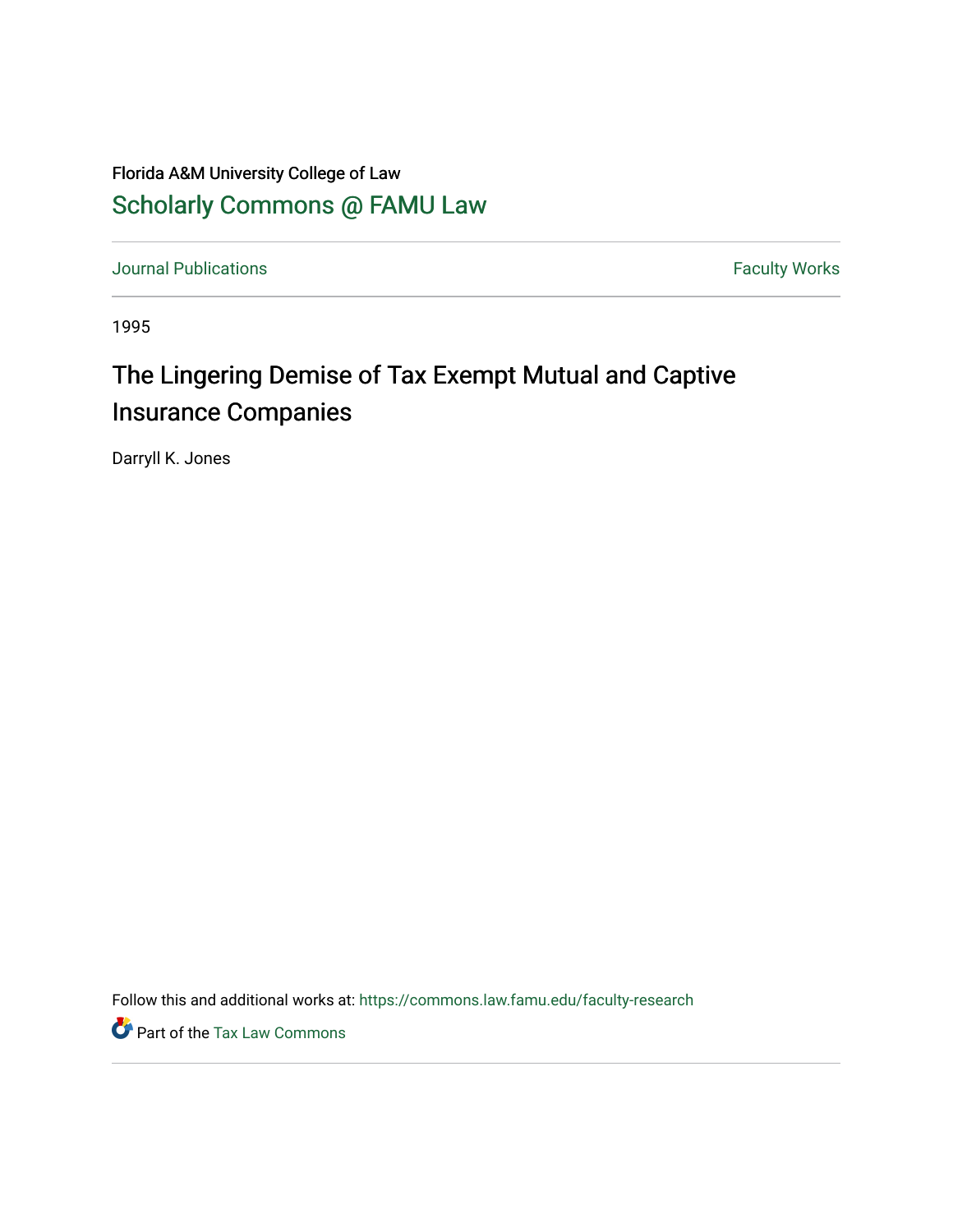Florida A&M University College of Law

# Scholarly Commons @ FAMU Law

Journal Publications | Faculty Works

1995

## The Lingering Demise of Tax Exempt Mutual and Captive Insurance Companies

Darryll K. Jones

Follow this and additional works at: https://commons.law.famu.edu/faculty-research

Part of the Tax Law Commons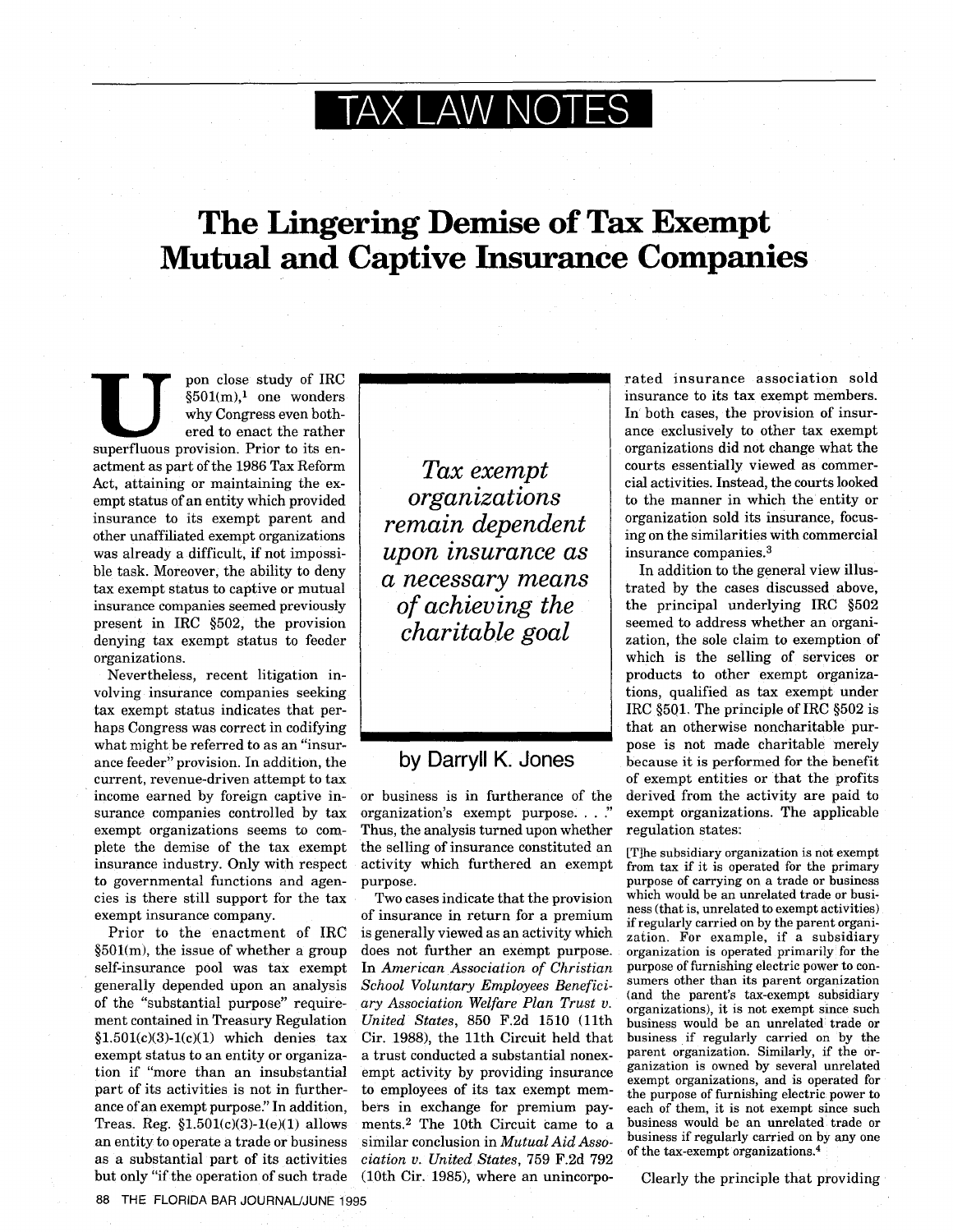# TAX LAW NOTES

# The Lingering Demise of Tax Exempt Mutual and Captive Insurance Companies

by Darryll K. Jones

Upon close study of IRC §501(m),[1] one wonders why Congress even bothered to enact the rather superfluous provision. Prior to its enactment as part of the 1986 Tax Reform Act, attaining or maintaining the exempt status of an entity which provided insurance to its exempt parent and other unaffiliated exempt organizations was already a difficult, if not impossible task. Moreover, the ability to deny tax exempt status to captive or mutual insurance companies seemed previously present in IRC §502, the provision denying tax exempt status to feeder organizations.

Nevertheless, recent litigation involving insurance companies seeking tax exempt status indicates that perhaps Congress was correct in codifying what might be referred to as an "insurance feeder" provision. In addition, the current, revenue-driven attempt to tax income earned by foreign captive insurance companies controlled by tax exempt organizations seems to complete the demise of the tax exempt insurance industry. Only with respect to governmental functions and agencies is there still support for the tax exempt insurance company.

Prior to the enactment of IRC §501(m), the issue of whether a group self-insurance pool was tax exempt generally depended upon an analysis of the "substantial purpose" requirement contained in Treasury Regulation §1.501(c)(3)-1(c)(1) which denies tax exempt status to an entity or organization if "more than an insubstantial part of its activities is not in furtherance of an exempt purpose." In addition, Treas. Reg. §1.501(c)(3)-1(e)(1) allows an entity to operate a trade or business as a substantial part of its activities but only "if the operation of such trade or business is in furtherance of the organization's exempt purpose. . . ." Thus, the analysis turned upon whether the selling of insurance constituted an activity which furthered an exempt purpose.

> *Tax exempt organizations remain dependent upon insurance as a necessary means of achieving the charitable goal*

Two cases indicate that the provision of insurance in return for a premium is generally viewed as an activity which does not further an exempt purpose. In *American Association of Christian School Voluntary Employees Beneficiary Association Welfare Plan Trust v. United States*, 850 F.2d 1510 (11th Cir. 1988), the 11th Circuit held that a trust conducted a substantial nonexempt activity by providing insurance to employees of its tax exempt members in exchange for premium payments.[2] The 10th Circuit came to a similar conclusion in *Mutual Aid Association v. United States*, 759 F.2d 792 (10th Cir. 1985), where an unincorporated insurance association sold insurance to its tax exempt members. In both cases, the provision of insurance exclusively to other tax exempt organizations did not change what the courts essentially viewed as commercial activities. Instead, the courts looked to the manner in which the entity or organization sold its insurance, focusing on the similarities with commercial insurance companies.[3]

In addition to the general view illustrated by the cases discussed above, the principal underlying IRC §502 seemed to address whether an organization, the sole claim to exemption of which is the selling of services or products to other exempt organizations, qualified as tax exempt under IRC §501. The principle of IRC §502 is that an otherwise noncharitable purpose is not made charitable merely because it is performed for the benefit of exempt entities or that the profits derived from the activity are paid to exempt organizations. The applicable regulation states:

> [T]he subsidiary organization is not exempt from tax if it is operated for the primary purpose of carrying on a trade or business which would be an unrelated trade or business (that is, unrelated to exempt activities) if regularly carried on by the parent organization. For example, if a subsidiary organization is operated primarily for the purpose of furnishing electric power to consumers other than its parent organization (and the parent's tax-exempt subsidiary organizations), it is not exempt since such business would be an unrelated trade or business if regularly carried on by the parent organization. Similarly, if the organization is owned by several unrelated exempt organizations, and is operated for the purpose of furnishing electric power to each of them, it is not exempt since such business would be an unrelated trade or business if regularly carried on by any one of the tax-exempt organizations.[4]

Clearly the principle that providing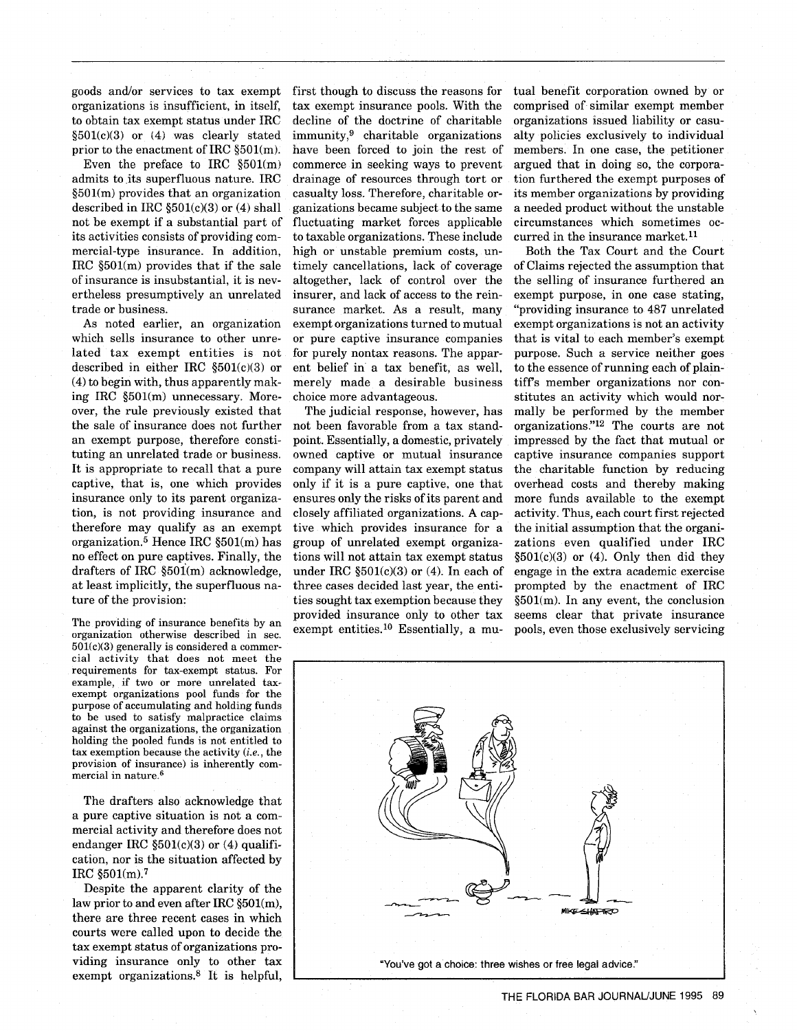goods and/or services to tax exempt organizations is insufficient, in itself, to obtain tax exempt status under IRC §501(c)(3) or (4) was clearly stated prior to the enactment of IRC §501(m).

Even the preface to IRC §501(m) admits to its superfluous nature. IRC §501(m) provides that an organization described in IRC §501(c)(3) or (4) shall not be exempt if a substantial part of its activities consists of providing commercial-type insurance. In addition, IRC §501(m) provides that if the sale of insurance is insubstantial, it is nevertheless presumptively an unrelated trade or business.

As noted earlier, an organization which sells insurance to other unrelated tax exempt entities is not described in either IRC §501(c)(3) or (4) to begin with, thus apparently making IRC §501(m) unnecessary. Moreover, the rule previously existed that the sale of insurance does not further an exempt purpose, therefore constituting an unrelated trade or business. It is appropriate to recall that a pure captive, that is, one which provides insurance only to its parent organization, is not providing insurance and therefore may qualify as an exempt organization.[5] Hence IRC §501(m) has no effect on pure captives. Finally, the drafters of IRC §501(m) acknowledge, at least implicitly, the superfluous nature of the provision:

> The providing of insurance benefits by an organization otherwise described in sec. 501(c)(3) generally is considered a commercial activity that does not meet the requirements for tax-exempt status. For example, if two or more unrelated tax-exempt organizations pool funds for the purpose of accumulating and holding funds to be used to satisfy malpractice claims against the organizations, the organization holding the pooled funds is not entitled to tax exemption because the activity (*i.e.*, the provision of insurance) is inherently commercial in nature.[6]

The drafters also acknowledge that a pure captive situation is not a commercial activity and therefore does not endanger IRC §501(c)(3) or (4) qualification, nor is the situation affected by IRC §501(m).[7]

Despite the apparent clarity of the law prior to and even after IRC §501(m), there are three recent cases in which courts were called upon to decide the tax exempt status of organizations providing insurance only to other tax exempt organizations.[8] It is helpful, first though to discuss the reasons for tax exempt insurance pools. With the decline of the doctrine of charitable immunity,[9] charitable organizations have been forced to join the rest of commerce in seeking ways to prevent drainage of resources through tort or casualty loss. Therefore, charitable organizations became subject to the same fluctuating market forces applicable to taxable organizations. These include high or unstable premium costs, untimely cancellations, lack of coverage altogether, lack of control over the insurer, and lack of access to the reinsurance market. As a result, many exempt organizations turned to mutual or pure captive insurance companies for purely nontax reasons. The apparent belief in a tax benefit, as well, merely made a desirable business choice more advantageous.

The judicial response, however, has not been favorable from a tax standpoint. Essentially, a domestic, privately owned captive or mutual insurance company will attain tax exempt status only if it is a pure captive, one that ensures only the risks of its parent and closely affiliated organizations. A captive which provides insurance for a group of unrelated exempt organizations will not attain tax exempt status under IRC §501(c)(3) or (4). In each of three cases decided last year, the entities sought tax exemption because they provided insurance only to other tax exempt entities.[10] Essentially, a mutual benefit corporation owned by or comprised of similar exempt member organizations issued liability or casualty policies exclusively to individual members. In one case, the petitioner argued that in doing so, the corporation furthered the exempt purposes of its member organizations by providing a needed product without the unstable circumstances which sometimes occurred in the insurance market.[11]

Both the Tax Court and the Court of Claims rejected the assumption that the selling of insurance furthered an exempt purpose, in one case stating, "providing insurance to 487 unrelated exempt organizations is not an activity that is vital to each member's exempt purpose. Such a service neither goes to the essence of running each of plaintiff's member organizations nor constitutes an activity which would normally be performed by the member organizations."[12] The courts are not impressed by the fact that mutual or captive insurance companies support the charitable function by reducing overhead costs and thereby making more funds available to the exempt activity. Thus, each court first rejected the initial assumption that the organizations even qualified under IRC §501(c)(3) or (4). Only then did they engage in the extra academic exercise prompted by the enactment of IRC §501(m). In any event, the conclusion seems clear that private insurance pools, even those exclusively servicing

"You've got a choice: three wishes or free legal advice."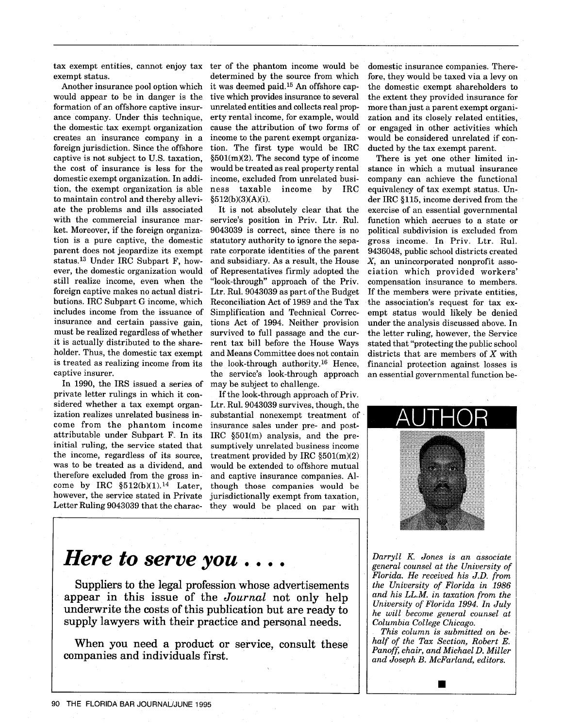tax exempt entities, cannot enjoy tax exempt status.

Another insurance pool option which would appear to be in danger is the formation of an offshore captive insurance company. Under this technique, the domestic tax exempt organization creates an insurance company in a foreign jurisdiction. Since the offshore captive is not subject to U.S. taxation, the cost of insurance is less for the domestic exempt organization. In addition, the exempt organization is able to maintain control and thereby alleviate the problems and ills associated with the commercial insurance market. Moreover, if the foreign organization is a pure captive, the domestic parent does not jeopardize its exempt status.[13] Under IRC Subpart F, however, the domestic organization would still realize income, even when the foreign captive makes no actual distributions. IRC Subpart G income, which includes income from the issuance of insurance and certain passive gain, must be realized regardless of whether it is actually distributed to the shareholder. Thus, the domestic tax exempt is treated as realizing income from its captive insurer.

In 1990, the IRS issued a series of private letter rulings in which it considered whether a tax exempt organization realizes unrelated business income from the phantom income attributable under Subpart F. In its initial ruling, the service stated that the income, regardless of its source, was to be treated as a dividend, and therefore excluded from the gross income by IRC §512(b)(1).[14] Later, however, the service stated in Private Letter Ruling 9043039 that the character of the phantom income would be determined by the source from which it was deemed paid.[15] An offshore captive which provides insurance to several unrelated entities and collects real property rental income, for example, would cause the attribution of two forms of income to the parent exempt organization. The first type would be IRC §501(m)(2). The second type of income would be treated as real property rental income, excluded from unrelated business taxable income by IRC §512(b)(3)(A)(i).

It is not absolutely clear that the service's position in Priv. Ltr. Rul. 9043039 is correct, since there is no statutory authority to ignore the separate corporate identities of the parent and subsidiary. As a result, the House of Representatives firmly adopted the "look-through" approach of the Priv. Ltr. Rul. 9043039 as part of the Budget Reconciliation Act of 1989 and the Tax Simplification and Technical Corrections Act of 1994. Neither provision survived to full passage and the current tax bill before the House Ways and Means Committee does not contain the look-through authority.[16] Hence, the service's look-through approach may be subject to challenge.

If the look-through approach of Priv. Ltr. Rul. 9043039 survives, though, the substantial nonexempt treatment of insurance sales under pre- and post-IRC §501(m) analysis, and the presumptively unrelated business income treatment provided by IRC §501(m)(2) would be extended to offshore mutual and captive insurance companies. Although those companies would be jurisdictionally exempt from taxation, they would be placed on par with domestic insurance companies. Therefore, they would be taxed via a levy on the domestic exempt shareholders to the extent they provided insurance for more than just a parent exempt organization and its closely related entities, or engaged in other activities which would be considered unrelated if conducted by the tax exempt parent.

There is yet one other limited instance in which a mutual insurance company can achieve the functional equivalency of tax exempt status. Under IRC §115, income derived from the exercise of an essential governmental function which accrues to a state or political subdivision is excluded from gross income. In Priv. Ltr. Rul. 9436048, public school districts created *X*, an unincorporated nonprofit association which provided workers' compensation insurance to members. If the members were private entities, the association's request for tax exempt status would likely be denied under the analysis discussed above. In the letter ruling, however, the Service stated that "protecting the public school districts that are members of *X* with financial protection against losses is an essential governmental function be-

## AUTHOR

*Darryll K. Jones is an associate general counsel at the University of Florida. He received his J.D. from the University of Florida in 1986 and his LL.M. in taxation from the University of Florida 1994. In July he will become general counsel at Columbia College Chicago.*

*This column is submitted on behalf of the Tax Section, Robert E. Panoff, chair, and Michael D. Miller and Joseph B. McFarland, editors.*

## *Here to serve you . . . .*

Suppliers to the legal profession whose advertisements appear in this issue of the *Journal* not only help underwrite the costs of this publication but are ready to supply lawyers with their practice and personal needs.

When you need a product or service, consult these companies and individuals first.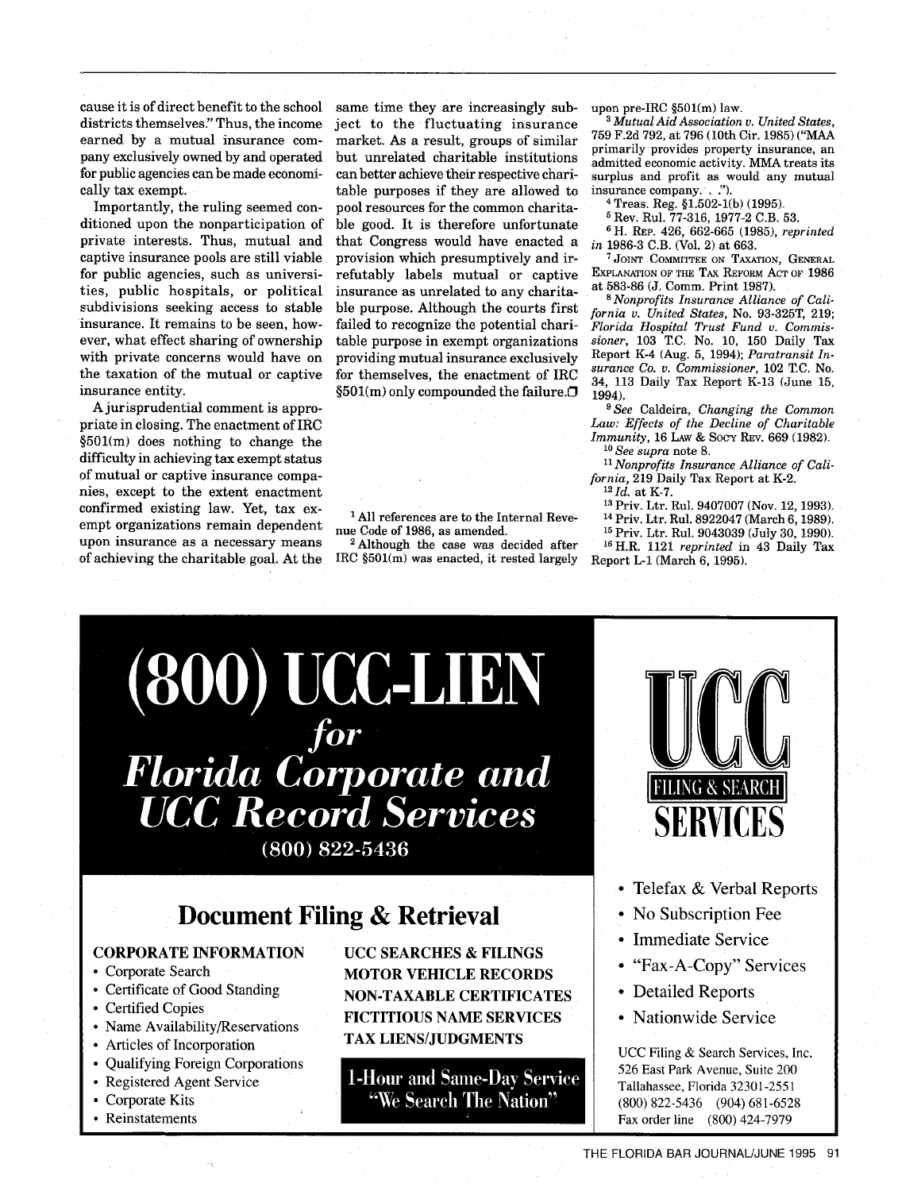cause it is of direct benefit to the school districts themselves." Thus, the income earned by a mutual insurance company exclusively owned by and operated for public agencies can be made economically tax exempt.

Importantly, the ruling seemed conditioned upon the nonparticipation of private interests. Thus, mutual and captive insurance pools are still viable for public agencies, such as universities, public hospitals, or political subdivisions seeking access to stable insurance. It remains to be seen, however, what effect sharing of ownership with private concerns would have on the taxation of the mutual or captive insurance entity.

A jurisprudential comment is appropriate in closing. The enactment of IRC §501(m) does nothing to change the difficulty in achieving tax exempt status of mutual or captive insurance companies, except to the extent enactment confirmed existing law. Yet, tax exempt organizations remain dependent upon insurance as a necessary means of achieving the charitable goal. At the same time they are increasingly subject to the fluctuating insurance market. As a result, groups of similar but unrelated charitable institutions can better achieve their respective charitable purposes if they are allowed to pool resources for the common charitable good. It is therefore unfortunate that Congress would have enacted a provision which presumptively and irrefutably labels mutual or captive insurance as unrelated to any charitable purpose. Although the courts first failed to recognize the potential charitable purpose in exempt organizations providing mutual insurance exclusively for themselves, the enactment of IRC §501(m) only compounded the failure.❐

[1] All references are to the Internal Revenue Code of 1986, as amended.

[2] Although the case was decided after IRC §501(m) was enacted, it rested largely upon pre-IRC §501(m) law.

[3] *Mutual Aid Association v. United States*, 759 F.2d 792, at 796 (10th Cir. 1985) ("MAA primarily provides property insurance, an admitted economic activity. MMA treats its surplus and profit as would any mutual insurance company. . .").

[4] Treas. Reg. §1.502-1(b) (1995).

[5] Rev. Rul. 77-316, 1977-2 C.B. 53.

[6] H. Rep. 426, 662-665 (1985), *reprinted in* 1986-3 C.B. (Vol. 2) at 663.

[7] Joint Committee on Taxation, General Explanation of the Tax Reform Act of 1986 at 583-86 (J. Comm. Print 1987).

[8] *Nonprofits Insurance Alliance of California v. United States*, No. 93-325T, 219; *Florida Hospital Trust Fund v. Commissioner*, 103 T.C. No. 10, 150 Daily Tax Report K-4 (Aug. 5, 1994); *Paratransit Insurance Co. v. Commissioner*, 102 T.C. No. 34, 113 Daily Tax Report K-13 (June 15, 1994).

[9] *See* Caldeira, *Changing the Common Law: Effects of the Decline of Charitable Immunity*, 16 Law & Soc'y Rev. 669 (1982).

[10] *See supra* note 8.

[11] *Nonprofits Insurance Alliance of California*, 219 Daily Tax Report at K-2.

[12] *Id.* at K-7.

[13] Priv. Ltr. Rul. 9407007 (Nov. 12, 1993).

[14] Priv. Ltr. Rul. 8922047 (March 6, 1989).

[15] Priv. Ltr. Rul. 9043039 (July 30, 1990).

[16] H.R. 1121 *reprinted* in 43 Daily Tax Report L-1 (March 6, 1995).

# (800) UCC-LIEN

*for*

***Florida Corporate and UCC Record Services***

(800) 822-5436

## Document Filing & Retrieval

**CORPORATE INFORMATION**

- Corporate Search
- Certificate of Good Standing
- Certified Copies
- Name Availability/Reservations
- Articles of Incorporation
- Qualifying Foreign Corporations
- Registered Agent Service
- Corporate Kits
- Reinstatements

**UCC SEARCHES & FILINGS**
**MOTOR VEHICLE RECORDS**
**NON-TAXABLE CERTIFICATES**
**FICTITIOUS NAME SERVICES**
**TAX LIENS/JUDGMENTS**

**1-Hour and Same-Day Service**
**"We Search The Nation"**

# UCC

FILING & SEARCH

# SERVICES

- Telefax & Verbal Reports
- No Subscription Fee
- Immediate Service
- "Fax-A-Copy" Services
- Detailed Reports
- Nationwide Service

UCC Filing & Search Services, Inc.
526 East Park Avenue, Suite 200
Tallahassee, Florida 32301-2551
(800) 822-5436 (904) 681-6528
Fax order line (800) 424-7979